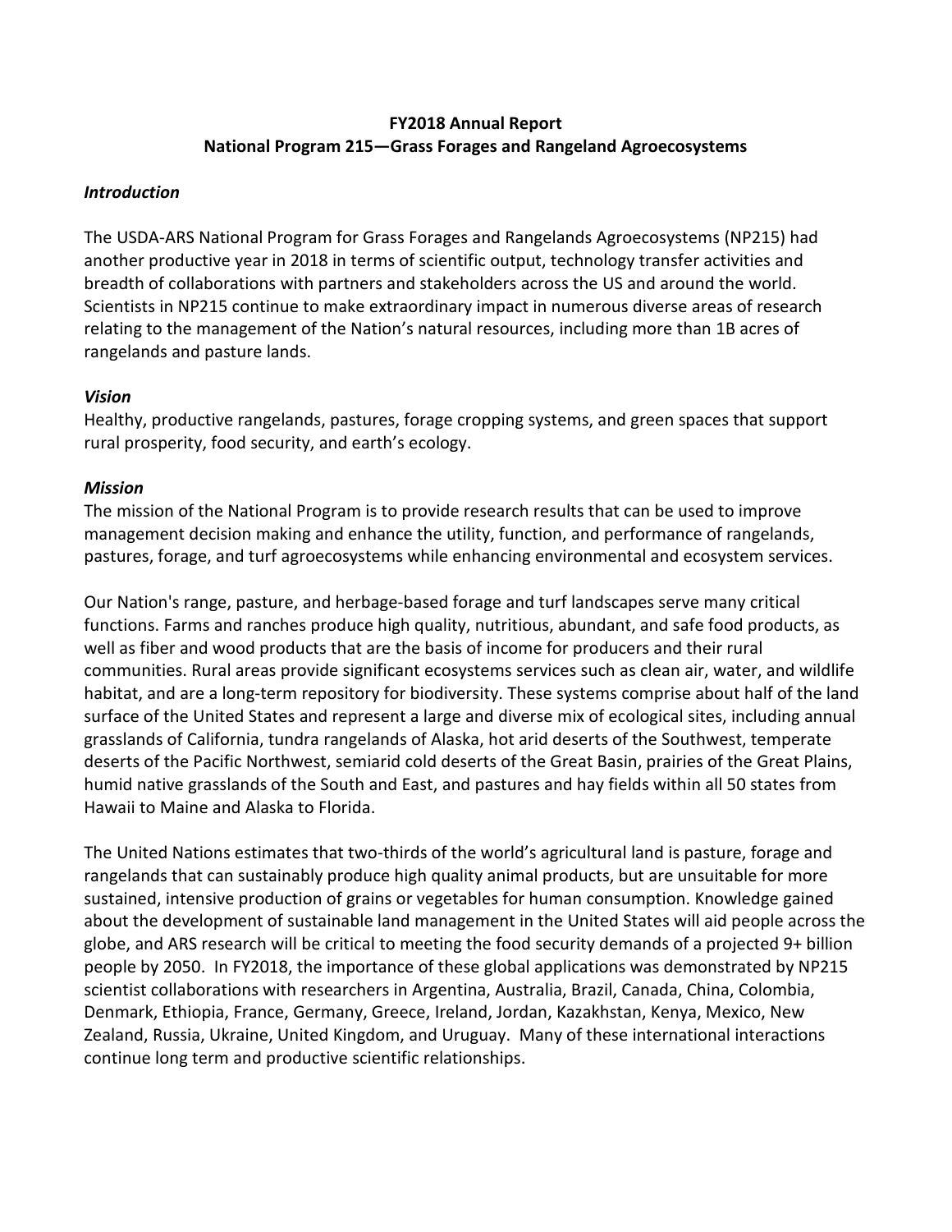**FY2018 Annual Report**
**National Program 215—Grass Forages and Rangeland Agroecosystems**

### *Introduction*

The USDA-ARS National Program for Grass Forages and Rangelands Agroecosystems (NP215) had another productive year in 2018 in terms of scientific output, technology transfer activities and breadth of collaborations with partners and stakeholders across the US and around the world. Scientists in NP215 continue to make extraordinary impact in numerous diverse areas of research relating to the management of the Nation's natural resources, including more than 1B acres of rangelands and pasture lands.

### *Vision*

Healthy, productive rangelands, pastures, forage cropping systems, and green spaces that support rural prosperity, food security, and earth's ecology.

### *Mission*

The mission of the National Program is to provide research results that can be used to improve management decision making and enhance the utility, function, and performance of rangelands, pastures, forage, and turf agroecosystems while enhancing environmental and ecosystem services.

Our Nation's range, pasture, and herbage-based forage and turf landscapes serve many critical functions. Farms and ranches produce high quality, nutritious, abundant, and safe food products, as well as fiber and wood products that are the basis of income for producers and their rural communities. Rural areas provide significant ecosystems services such as clean air, water, and wildlife habitat, and are a long-term repository for biodiversity. These systems comprise about half of the land surface of the United States and represent a large and diverse mix of ecological sites, including annual grasslands of California, tundra rangelands of Alaska, hot arid deserts of the Southwest, temperate deserts of the Pacific Northwest, semiarid cold deserts of the Great Basin, prairies of the Great Plains, humid native grasslands of the South and East, and pastures and hay fields within all 50 states from Hawaii to Maine and Alaska to Florida.

The United Nations estimates that two-thirds of the world's agricultural land is pasture, forage and rangelands that can sustainably produce high quality animal products, but are unsuitable for more sustained, intensive production of grains or vegetables for human consumption. Knowledge gained about the development of sustainable land management in the United States will aid people across the globe, and ARS research will be critical to meeting the food security demands of a projected 9+ billion people by 2050. In FY2018, the importance of these global applications was demonstrated by NP215 scientist collaborations with researchers in Argentina, Australia, Brazil, Canada, China, Colombia, Denmark, Ethiopia, France, Germany, Greece, Ireland, Jordan, Kazakhstan, Kenya, Mexico, New Zealand, Russia, Ukraine, United Kingdom, and Uruguay. Many of these international interactions continue long term and productive scientific relationships.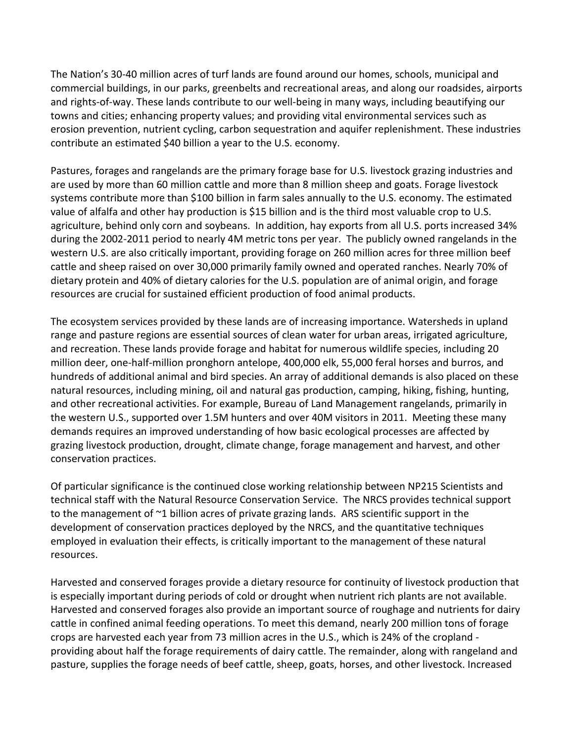The Nation's 30-40 million acres of turf lands are found around our homes, schools, municipal and commercial buildings, in our parks, greenbelts and recreational areas, and along our roadsides, airports and rights-of-way. These lands contribute to our well-being in many ways, including beautifying our towns and cities; enhancing property values; and providing vital environmental services such as erosion prevention, nutrient cycling, carbon sequestration and aquifer replenishment. These industries contribute an estimated $40 billion a year to the U.S. economy.

Pastures, forages and rangelands are the primary forage base for U.S. livestock grazing industries and are used by more than 60 million cattle and more than 8 million sheep and goats. Forage livestock systems contribute more than $100 billion in farm sales annually to the U.S. economy. The estimated value of alfalfa and other hay production is $15 billion and is the third most valuable crop to U.S. agriculture, behind only corn and soybeans. In addition, hay exports from all U.S. ports increased 34% during the 2002-2011 period to nearly 4M metric tons per year. The publicly owned rangelands in the western U.S. are also critically important, providing forage on 260 million acres for three million beef cattle and sheep raised on over 30,000 primarily family owned and operated ranches. Nearly 70% of dietary protein and 40% of dietary calories for the U.S. population are of animal origin, and forage resources are crucial for sustained efficient production of food animal products.

The ecosystem services provided by these lands are of increasing importance. Watersheds in upland range and pasture regions are essential sources of clean water for urban areas, irrigated agriculture, and recreation. These lands provide forage and habitat for numerous wildlife species, including 20 million deer, one-half-million pronghorn antelope, 400,000 elk, 55,000 feral horses and burros, and hundreds of additional animal and bird species. An array of additional demands is also placed on these natural resources, including mining, oil and natural gas production, camping, hiking, fishing, hunting, and other recreational activities. For example, Bureau of Land Management rangelands, primarily in the western U.S., supported over 1.5M hunters and over 40M visitors in 2011. Meeting these many demands requires an improved understanding of how basic ecological processes are affected by grazing livestock production, drought, climate change, forage management and harvest, and other conservation practices.

Of particular significance is the continued close working relationship between NP215 Scientists and technical staff with the Natural Resource Conservation Service. The NRCS provides technical support to the management of ~1 billion acres of private grazing lands. ARS scientific support in the development of conservation practices deployed by the NRCS, and the quantitative techniques employed in evaluation their effects, is critically important to the management of these natural resources.

Harvested and conserved forages provide a dietary resource for continuity of livestock production that is especially important during periods of cold or drought when nutrient rich plants are not available. Harvested and conserved forages also provide an important source of roughage and nutrients for dairy cattle in confined animal feeding operations. To meet this demand, nearly 200 million tons of forage crops are harvested each year from 73 million acres in the U.S., which is 24% of the cropland - providing about half the forage requirements of dairy cattle. The remainder, along with rangeland and pasture, supplies the forage needs of beef cattle, sheep, goats, horses, and other livestock. Increased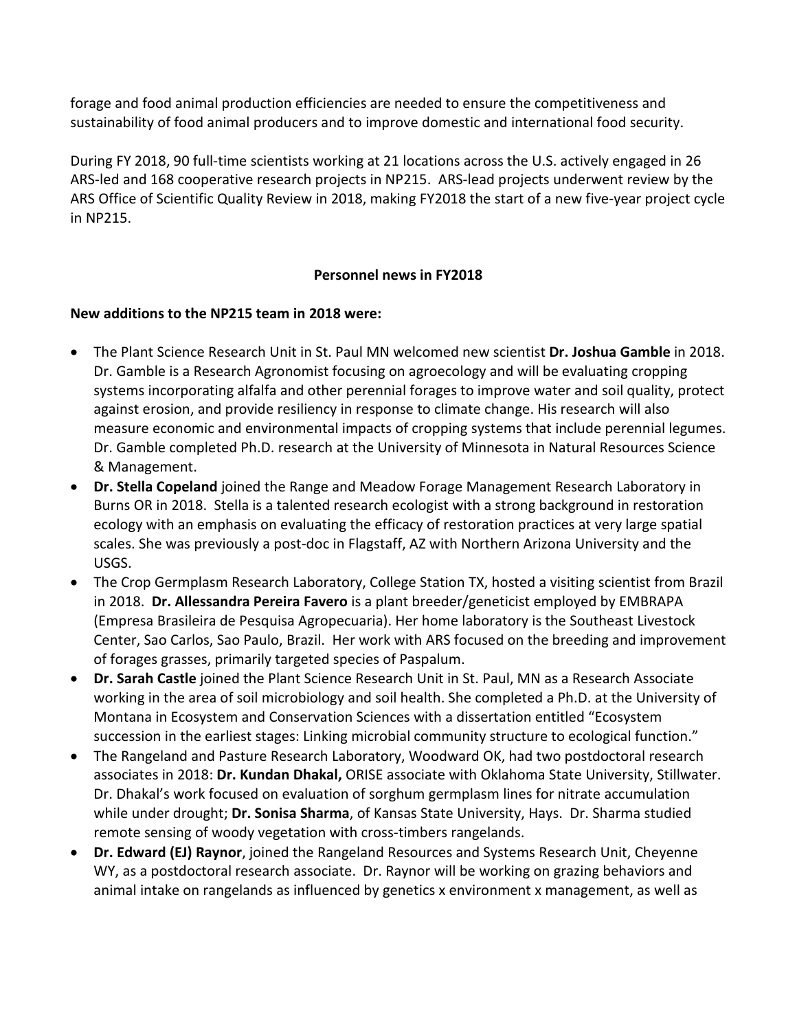forage and food animal production efficiencies are needed to ensure the competitiveness and sustainability of food animal producers and to improve domestic and international food security.

During FY 2018, 90 full-time scientists working at 21 locations across the U.S. actively engaged in 26 ARS-led and 168 cooperative research projects in NP215. ARS-lead projects underwent review by the ARS Office of Scientific Quality Review in 2018, making FY2018 the start of a new five-year project cycle in NP215.

## Personnel news in FY2018

**New additions to the NP215 team in 2018 were:**

- The Plant Science Research Unit in St. Paul MN welcomed new scientist **Dr. Joshua Gamble** in 2018. Dr. Gamble is a Research Agronomist focusing on agroecology and will be evaluating cropping systems incorporating alfalfa and other perennial forages to improve water and soil quality, protect against erosion, and provide resiliency in response to climate change. His research will also measure economic and environmental impacts of cropping systems that include perennial legumes. Dr. Gamble completed Ph.D. research at the University of Minnesota in Natural Resources Science & Management.
- **Dr. Stella Copeland** joined the Range and Meadow Forage Management Research Laboratory in Burns OR in 2018. Stella is a talented research ecologist with a strong background in restoration ecology with an emphasis on evaluating the efficacy of restoration practices at very large spatial scales. She was previously a post-doc in Flagstaff, AZ with Northern Arizona University and the USGS.
- The Crop Germplasm Research Laboratory, College Station TX, hosted a visiting scientist from Brazil in 2018. **Dr. Allessandra Pereira Favero** is a plant breeder/geneticist employed by EMBRAPA (Empresa Brasileira de Pesquisa Agropecuaria). Her home laboratory is the Southeast Livestock Center, Sao Carlos, Sao Paulo, Brazil. Her work with ARS focused on the breeding and improvement of forages grasses, primarily targeted species of Paspalum.
- **Dr. Sarah Castle** joined the Plant Science Research Unit in St. Paul, MN as a Research Associate working in the area of soil microbiology and soil health. She completed a Ph.D. at the University of Montana in Ecosystem and Conservation Sciences with a dissertation entitled "Ecosystem succession in the earliest stages: Linking microbial community structure to ecological function."
- The Rangeland and Pasture Research Laboratory, Woodward OK, had two postdoctoral research associates in 2018: **Dr. Kundan Dhakal,** ORISE associate with Oklahoma State University, Stillwater. Dr. Dhakal's work focused on evaluation of sorghum germplasm lines for nitrate accumulation while under drought; **Dr. Sonisa Sharma**, of Kansas State University, Hays. Dr. Sharma studied remote sensing of woody vegetation with cross-timbers rangelands.
- **Dr. Edward (EJ) Raynor**, joined the Rangeland Resources and Systems Research Unit, Cheyenne WY, as a postdoctoral research associate. Dr. Raynor will be working on grazing behaviors and animal intake on rangelands as influenced by genetics x environment x management, as well as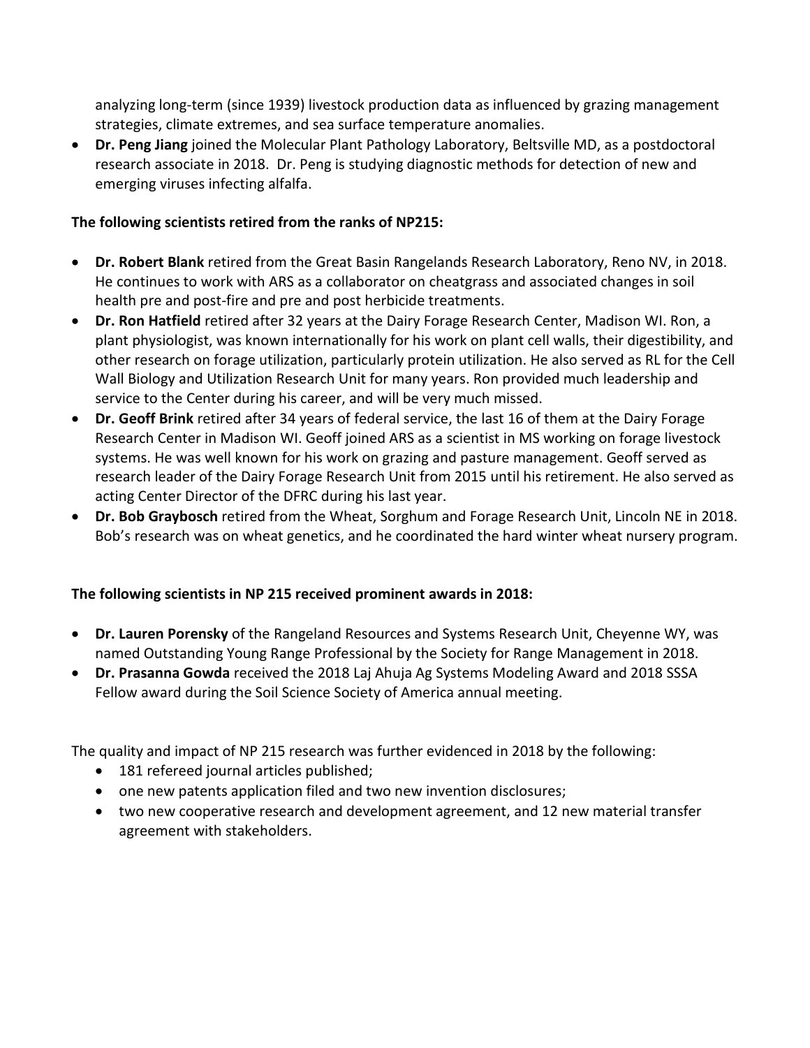analyzing long-term (since 1939) livestock production data as influenced by grazing management strategies, climate extremes, and sea surface temperature anomalies.

- **Dr. Peng Jiang** joined the Molecular Plant Pathology Laboratory, Beltsville MD, as a postdoctoral research associate in 2018. Dr. Peng is studying diagnostic methods for detection of new and emerging viruses infecting alfalfa.

**The following scientists retired from the ranks of NP215:**

- **Dr. Robert Blank** retired from the Great Basin Rangelands Research Laboratory, Reno NV, in 2018. He continues to work with ARS as a collaborator on cheatgrass and associated changes in soil health pre and post-fire and pre and post herbicide treatments.
- **Dr. Ron Hatfield** retired after 32 years at the Dairy Forage Research Center, Madison WI. Ron, a plant physiologist, was known internationally for his work on plant cell walls, their digestibility, and other research on forage utilization, particularly protein utilization. He also served as RL for the Cell Wall Biology and Utilization Research Unit for many years. Ron provided much leadership and service to the Center during his career, and will be very much missed.
- **Dr. Geoff Brink** retired after 34 years of federal service, the last 16 of them at the Dairy Forage Research Center in Madison WI. Geoff joined ARS as a scientist in MS working on forage livestock systems. He was well known for his work on grazing and pasture management. Geoff served as research leader of the Dairy Forage Research Unit from 2015 until his retirement. He also served as acting Center Director of the DFRC during his last year.
- **Dr. Bob Graybosch** retired from the Wheat, Sorghum and Forage Research Unit, Lincoln NE in 2018. Bob's research was on wheat genetics, and he coordinated the hard winter wheat nursery program.

**The following scientists in NP 215 received prominent awards in 2018:**

- **Dr. Lauren Porensky** of the Rangeland Resources and Systems Research Unit, Cheyenne WY, was named Outstanding Young Range Professional by the Society for Range Management in 2018.
- **Dr. Prasanna Gowda** received the 2018 Laj Ahuja Ag Systems Modeling Award and 2018 SSSA Fellow award during the Soil Science Society of America annual meeting.

The quality and impact of NP 215 research was further evidenced in 2018 by the following:

- 181 refereed journal articles published;
- one new patents application filed and two new invention disclosures;
- two new cooperative research and development agreement, and 12 new material transfer agreement with stakeholders.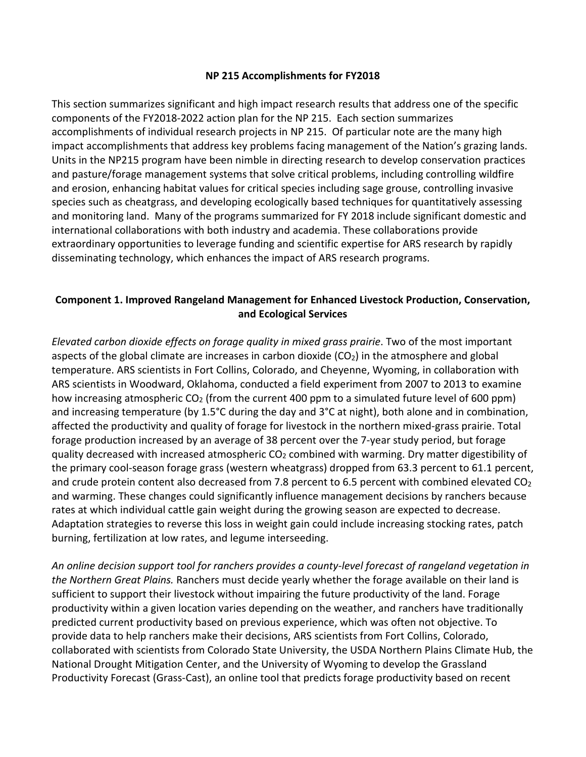## NP 215 Accomplishments for FY2018

This section summarizes significant and high impact research results that address one of the specific components of the FY2018-2022 action plan for the NP 215. Each section summarizes accomplishments of individual research projects in NP 215. Of particular note are the many high impact accomplishments that address key problems facing management of the Nation's grazing lands. Units in the NP215 program have been nimble in directing research to develop conservation practices and pasture/forage management systems that solve critical problems, including controlling wildfire and erosion, enhancing habitat values for critical species including sage grouse, controlling invasive species such as cheatgrass, and developing ecologically based techniques for quantitatively assessing and monitoring land. Many of the programs summarized for FY 2018 include significant domestic and international collaborations with both industry and academia. These collaborations provide extraordinary opportunities to leverage funding and scientific expertise for ARS research by rapidly disseminating technology, which enhances the impact of ARS research programs.

### Component 1. Improved Rangeland Management for Enhanced Livestock Production, Conservation, and Ecological Services

*Elevated carbon dioxide effects on forage quality in mixed grass prairie*. Two of the most important aspects of the global climate are increases in carbon dioxide ($CO_2$) in the atmosphere and global temperature. ARS scientists in Fort Collins, Colorado, and Cheyenne, Wyoming, in collaboration with ARS scientists in Woodward, Oklahoma, conducted a field experiment from 2007 to 2013 to examine how increasing atmospheric $CO_2$ (from the current 400 ppm to a simulated future level of 600 ppm) and increasing temperature (by 1.5°C during the day and 3°C at night), both alone and in combination, affected the productivity and quality of forage for livestock in the northern mixed-grass prairie. Total forage production increased by an average of 38 percent over the 7-year study period, but forage quality decreased with increased atmospheric $CO_2$ combined with warming. Dry matter digestibility of the primary cool-season forage grass (western wheatgrass) dropped from 63.3 percent to 61.1 percent, and crude protein content also decreased from 7.8 percent to 6.5 percent with combined elevated $CO_2$ and warming. These changes could significantly influence management decisions by ranchers because rates at which individual cattle gain weight during the growing season are expected to decrease. Adaptation strategies to reverse this loss in weight gain could include increasing stocking rates, patch burning, fertilization at low rates, and legume interseeding.

*An online decision support tool for ranchers provides a county-level forecast of rangeland vegetation in the Northern Great Plains.* Ranchers must decide yearly whether the forage available on their land is sufficient to support their livestock without impairing the future productivity of the land. Forage productivity within a given location varies depending on the weather, and ranchers have traditionally predicted current productivity based on previous experience, which was often not objective. To provide data to help ranchers make their decisions, ARS scientists from Fort Collins, Colorado, collaborated with scientists from Colorado State University, the USDA Northern Plains Climate Hub, the National Drought Mitigation Center, and the University of Wyoming to develop the Grassland Productivity Forecast (Grass-Cast), an online tool that predicts forage productivity based on recent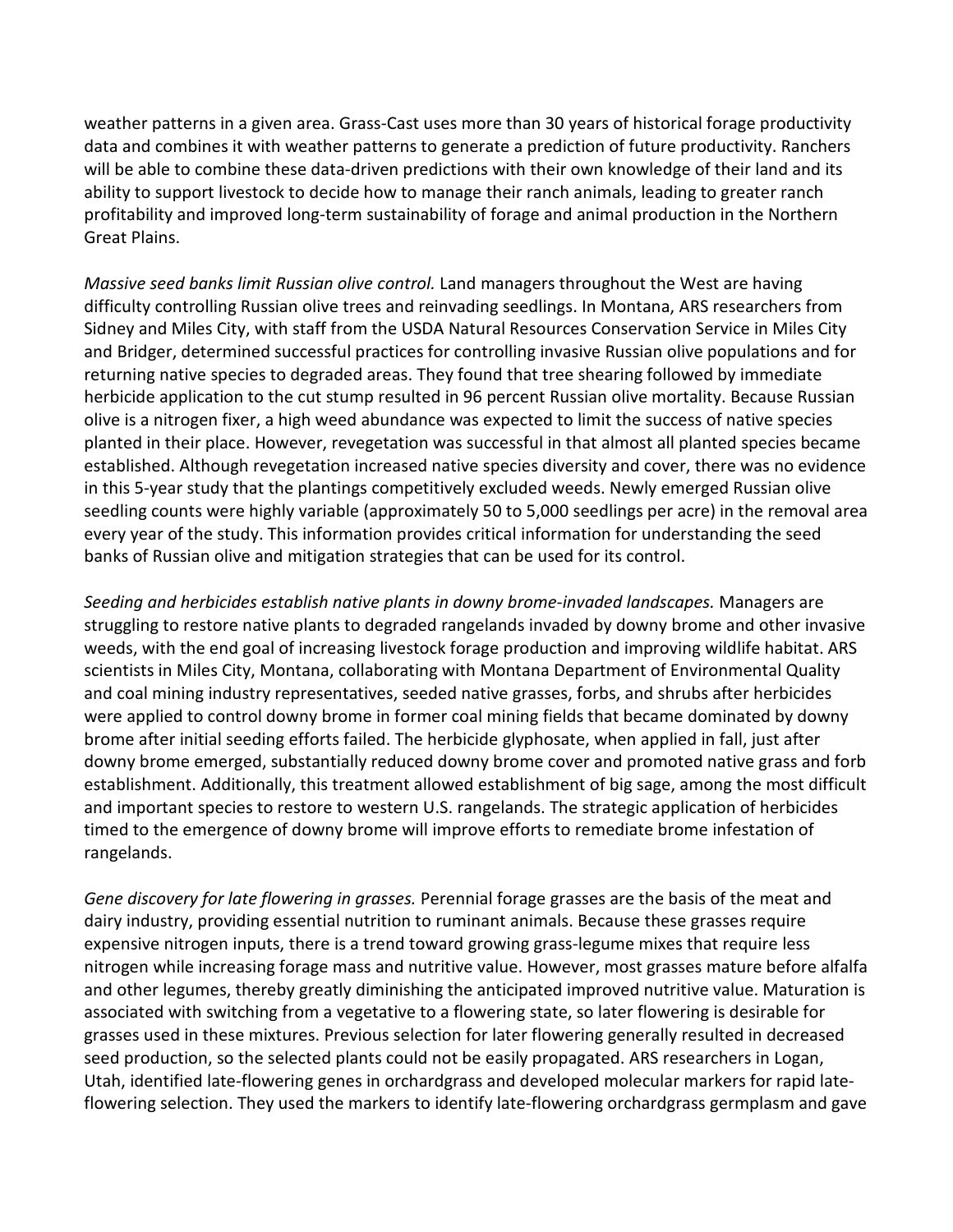weather patterns in a given area. Grass-Cast uses more than 30 years of historical forage productivity data and combines it with weather patterns to generate a prediction of future productivity. Ranchers will be able to combine these data-driven predictions with their own knowledge of their land and its ability to support livestock to decide how to manage their ranch animals, leading to greater ranch profitability and improved long-term sustainability of forage and animal production in the Northern Great Plains.

*Massive seed banks limit Russian olive control.* Land managers throughout the West are having difficulty controlling Russian olive trees and reinvading seedlings. In Montana, ARS researchers from Sidney and Miles City, with staff from the USDA Natural Resources Conservation Service in Miles City and Bridger, determined successful practices for controlling invasive Russian olive populations and for returning native species to degraded areas. They found that tree shearing followed by immediate herbicide application to the cut stump resulted in 96 percent Russian olive mortality. Because Russian olive is a nitrogen fixer, a high weed abundance was expected to limit the success of native species planted in their place. However, revegetation was successful in that almost all planted species became established. Although revegetation increased native species diversity and cover, there was no evidence in this 5-year study that the plantings competitively excluded weeds. Newly emerged Russian olive seedling counts were highly variable (approximately 50 to 5,000 seedlings per acre) in the removal area every year of the study. This information provides critical information for understanding the seed banks of Russian olive and mitigation strategies that can be used for its control.

*Seeding and herbicides establish native plants in downy brome-invaded landscapes.* Managers are struggling to restore native plants to degraded rangelands invaded by downy brome and other invasive weeds, with the end goal of increasing livestock forage production and improving wildlife habitat. ARS scientists in Miles City, Montana, collaborating with Montana Department of Environmental Quality and coal mining industry representatives, seeded native grasses, forbs, and shrubs after herbicides were applied to control downy brome in former coal mining fields that became dominated by downy brome after initial seeding efforts failed. The herbicide glyphosate, when applied in fall, just after downy brome emerged, substantially reduced downy brome cover and promoted native grass and forb establishment. Additionally, this treatment allowed establishment of big sage, among the most difficult and important species to restore to western U.S. rangelands. The strategic application of herbicides timed to the emergence of downy brome will improve efforts to remediate brome infestation of rangelands.

*Gene discovery for late flowering in grasses.* Perennial forage grasses are the basis of the meat and dairy industry, providing essential nutrition to ruminant animals. Because these grasses require expensive nitrogen inputs, there is a trend toward growing grass-legume mixes that require less nitrogen while increasing forage mass and nutritive value. However, most grasses mature before alfalfa and other legumes, thereby greatly diminishing the anticipated improved nutritive value. Maturation is associated with switching from a vegetative to a flowering state, so later flowering is desirable for grasses used in these mixtures. Previous selection for later flowering generally resulted in decreased seed production, so the selected plants could not be easily propagated. ARS researchers in Logan, Utah, identified late-flowering genes in orchardgrass and developed molecular markers for rapid late-flowering selection. They used the markers to identify late-flowering orchardgrass germplasm and gave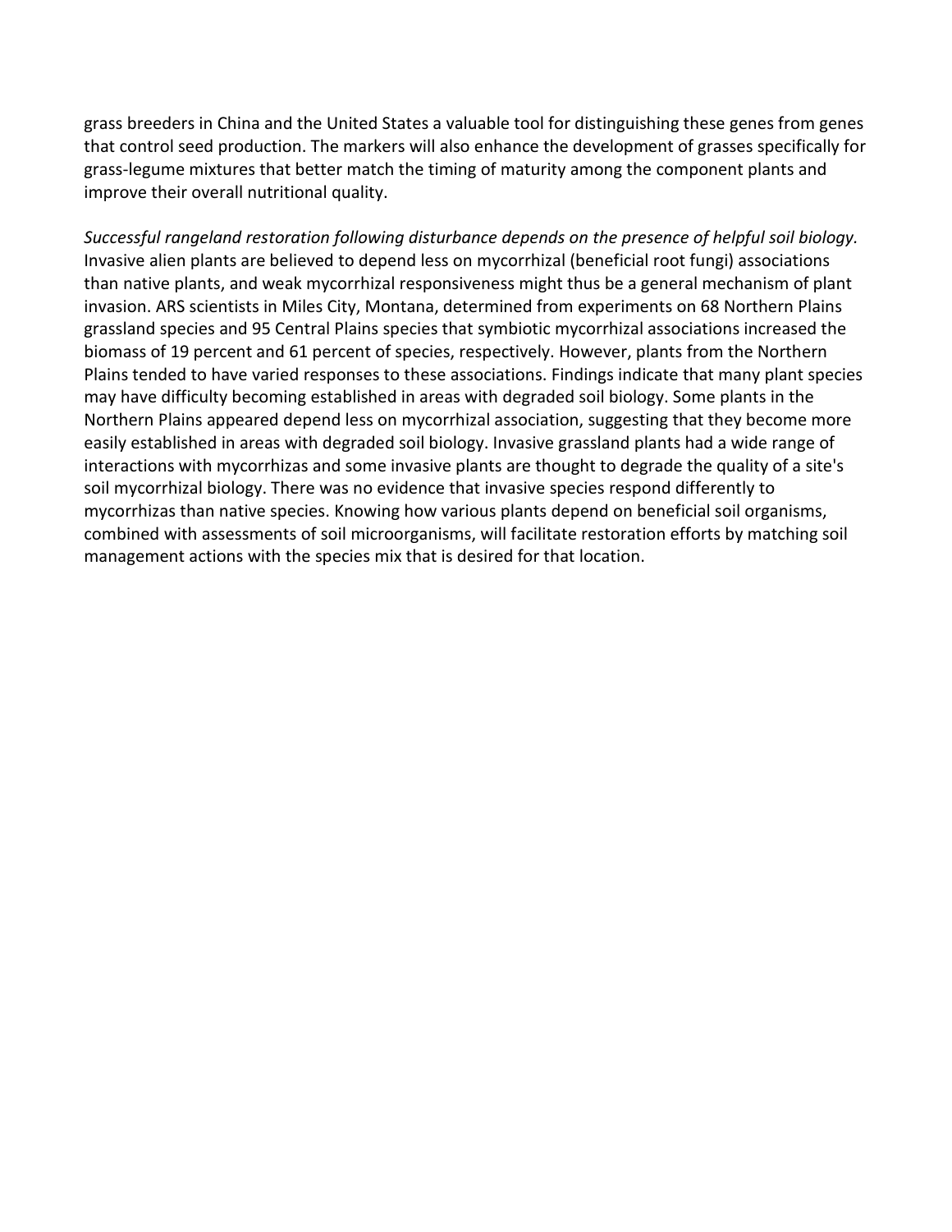grass breeders in China and the United States a valuable tool for distinguishing these genes from genes that control seed production. The markers will also enhance the development of grasses specifically for grass-legume mixtures that better match the timing of maturity among the component plants and improve their overall nutritional quality.

*Successful rangeland restoration following disturbance depends on the presence of helpful soil biology.* Invasive alien plants are believed to depend less on mycorrhizal (beneficial root fungi) associations than native plants, and weak mycorrhizal responsiveness might thus be a general mechanism of plant invasion. ARS scientists in Miles City, Montana, determined from experiments on 68 Northern Plains grassland species and 95 Central Plains species that symbiotic mycorrhizal associations increased the biomass of 19 percent and 61 percent of species, respectively. However, plants from the Northern Plains tended to have varied responses to these associations. Findings indicate that many plant species may have difficulty becoming established in areas with degraded soil biology. Some plants in the Northern Plains appeared depend less on mycorrhizal association, suggesting that they become more easily established in areas with degraded soil biology. Invasive grassland plants had a wide range of interactions with mycorrhizas and some invasive plants are thought to degrade the quality of a site's soil mycorrhizal biology. There was no evidence that invasive species respond differently to mycorrhizas than native species. Knowing how various plants depend on beneficial soil organisms, combined with assessments of soil microorganisms, will facilitate restoration efforts by matching soil management actions with the species mix that is desired for that location.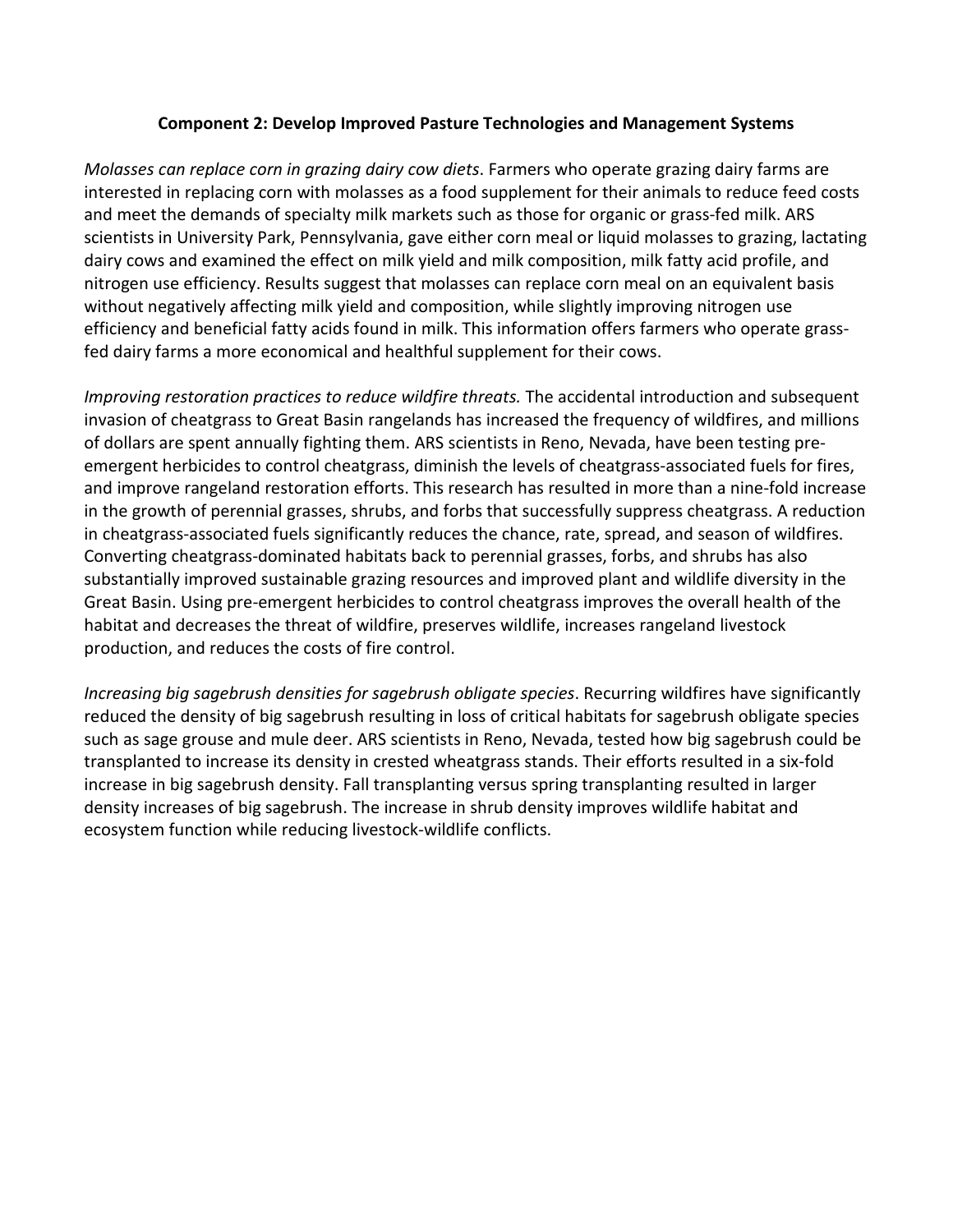**Component 2: Develop Improved Pasture Technologies and Management Systems**

*Molasses can replace corn in grazing dairy cow diets*. Farmers who operate grazing dairy farms are interested in replacing corn with molasses as a food supplement for their animals to reduce feed costs and meet the demands of specialty milk markets such as those for organic or grass-fed milk. ARS scientists in University Park, Pennsylvania, gave either corn meal or liquid molasses to grazing, lactating dairy cows and examined the effect on milk yield and milk composition, milk fatty acid profile, and nitrogen use efficiency. Results suggest that molasses can replace corn meal on an equivalent basis without negatively affecting milk yield and composition, while slightly improving nitrogen use efficiency and beneficial fatty acids found in milk. This information offers farmers who operate grass-fed dairy farms a more economical and healthful supplement for their cows.

*Improving restoration practices to reduce wildfire threats.* The accidental introduction and subsequent invasion of cheatgrass to Great Basin rangelands has increased the frequency of wildfires, and millions of dollars are spent annually fighting them. ARS scientists in Reno, Nevada, have been testing pre-emergent herbicides to control cheatgrass, diminish the levels of cheatgrass-associated fuels for fires, and improve rangeland restoration efforts. This research has resulted in more than a nine-fold increase in the growth of perennial grasses, shrubs, and forbs that successfully suppress cheatgrass. A reduction in cheatgrass-associated fuels significantly reduces the chance, rate, spread, and season of wildfires. Converting cheatgrass-dominated habitats back to perennial grasses, forbs, and shrubs has also substantially improved sustainable grazing resources and improved plant and wildlife diversity in the Great Basin. Using pre-emergent herbicides to control cheatgrass improves the overall health of the habitat and decreases the threat of wildfire, preserves wildlife, increases rangeland livestock production, and reduces the costs of fire control.

*Increasing big sagebrush densities for sagebrush obligate species*. Recurring wildfires have significantly reduced the density of big sagebrush resulting in loss of critical habitats for sagebrush obligate species such as sage grouse and mule deer. ARS scientists in Reno, Nevada, tested how big sagebrush could be transplanted to increase its density in crested wheatgrass stands. Their efforts resulted in a six-fold increase in big sagebrush density. Fall transplanting versus spring transplanting resulted in larger density increases of big sagebrush. The increase in shrub density improves wildlife habitat and ecosystem function while reducing livestock-wildlife conflicts.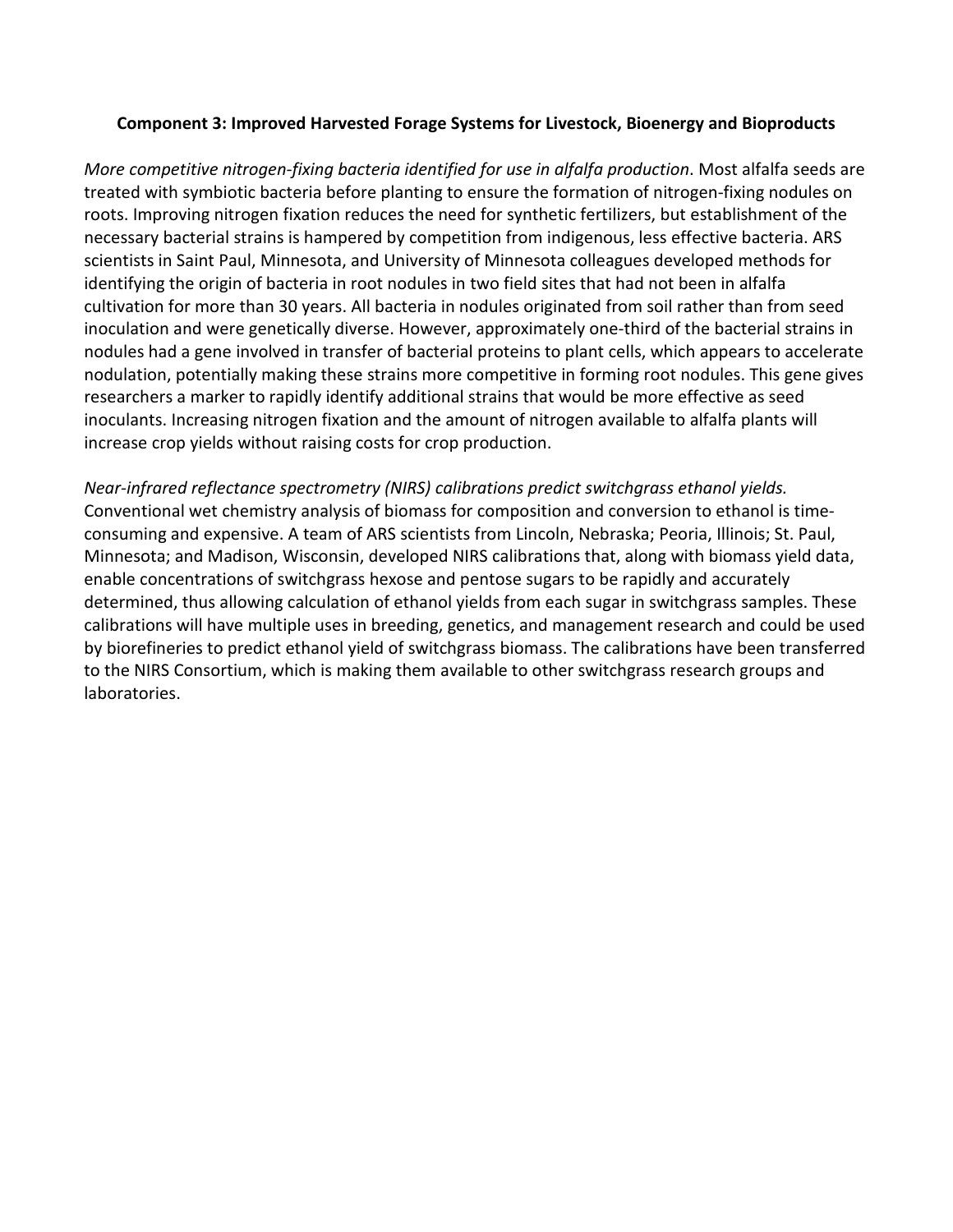**Component 3: Improved Harvested Forage Systems for Livestock, Bioenergy and Bioproducts**

*More competitive nitrogen-fixing bacteria identified for use in alfalfa production*. Most alfalfa seeds are treated with symbiotic bacteria before planting to ensure the formation of nitrogen-fixing nodules on roots. Improving nitrogen fixation reduces the need for synthetic fertilizers, but establishment of the necessary bacterial strains is hampered by competition from indigenous, less effective bacteria. ARS scientists in Saint Paul, Minnesota, and University of Minnesota colleagues developed methods for identifying the origin of bacteria in root nodules in two field sites that had not been in alfalfa cultivation for more than 30 years. All bacteria in nodules originated from soil rather than from seed inoculation and were genetically diverse. However, approximately one-third of the bacterial strains in nodules had a gene involved in transfer of bacterial proteins to plant cells, which appears to accelerate nodulation, potentially making these strains more competitive in forming root nodules. This gene gives researchers a marker to rapidly identify additional strains that would be more effective as seed inoculants. Increasing nitrogen fixation and the amount of nitrogen available to alfalfa plants will increase crop yields without raising costs for crop production.

*Near-infrared reflectance spectrometry (NIRS) calibrations predict switchgrass ethanol yields.* Conventional wet chemistry analysis of biomass for composition and conversion to ethanol is time-consuming and expensive. A team of ARS scientists from Lincoln, Nebraska; Peoria, Illinois; St. Paul, Minnesota; and Madison, Wisconsin, developed NIRS calibrations that, along with biomass yield data, enable concentrations of switchgrass hexose and pentose sugars to be rapidly and accurately determined, thus allowing calculation of ethanol yields from each sugar in switchgrass samples. These calibrations will have multiple uses in breeding, genetics, and management research and could be used by biorefineries to predict ethanol yield of switchgrass biomass. The calibrations have been transferred to the NIRS Consortium, which is making them available to other switchgrass research groups and laboratories.